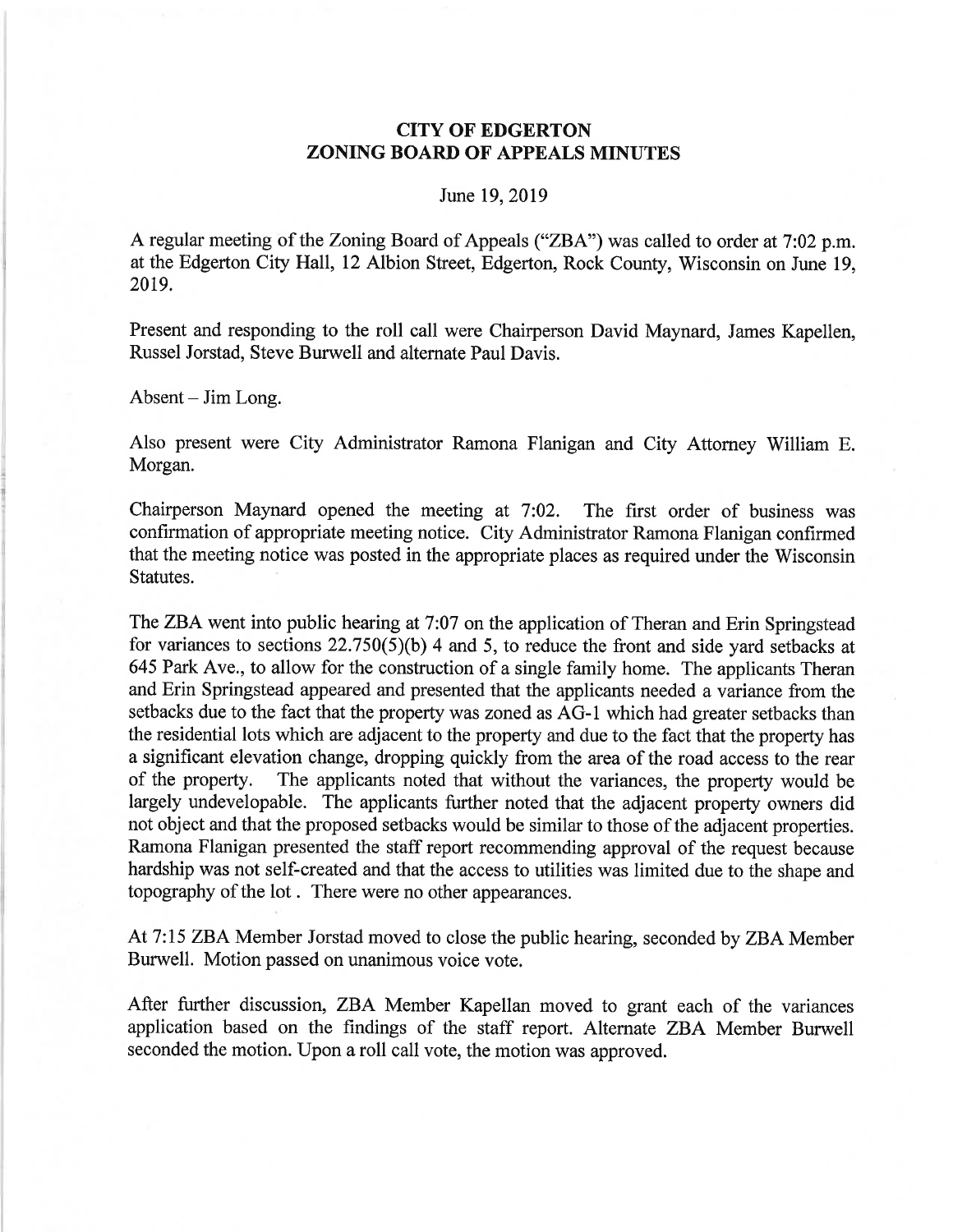# CITY OF EDGERTON
# ZONING BOARD OF APPEALS MINUTES

June 19, 2019

A regular meeting of the Zoning Board of Appeals ("ZBA") was called to order at 7:02 p.m. at the Edgerton City Hall, 12 Albion Street, Edgerton, Rock County, Wisconsin on June 19, 2019.

Present and responding to the roll call were Chairperson David Maynard, James Kapellen, Russel Jorstad, Steve Burwell and alternate Paul Davis.

Absent – Jim Long.

Also present were City Administrator Ramona Flanigan and City Attorney William E. Morgan.

Chairperson Maynard opened the meeting at 7:02. The first order of business was confirmation of appropriate meeting notice. City Administrator Ramona Flanigan confirmed that the meeting notice was posted in the appropriate places as required under the Wisconsin Statutes.

The ZBA went into public hearing at 7:07 on the application of Theran and Erin Springstead for variances to sections 22.750(5)(b) 4 and 5, to reduce the front and side yard setbacks at 645 Park Ave., to allow for the construction of a single family home. The applicants Theran and Erin Springstead appeared and presented that the applicants needed a variance from the setbacks due to the fact that the property was zoned as AG-1 which had greater setbacks than the residential lots which are adjacent to the property and due to the fact that the property has a significant elevation change, dropping quickly from the area of the road access to the rear of the property. The applicants noted that without the variances, the property would be largely undevelopable. The applicants further noted that the adjacent property owners did not object and that the proposed setbacks would be similar to those of the adjacent properties. Ramona Flanigan presented the staff report recommending approval of the request because hardship was not self-created and that the access to utilities was limited due to the shape and topography of the lot . There were no other appearances.

At 7:15 ZBA Member Jorstad moved to close the public hearing, seconded by ZBA Member Burwell. Motion passed on unanimous voice vote.

After further discussion, ZBA Member Kapellan moved to grant each of the variances application based on the findings of the staff report. Alternate ZBA Member Burwell seconded the motion. Upon a roll call vote, the motion was approved.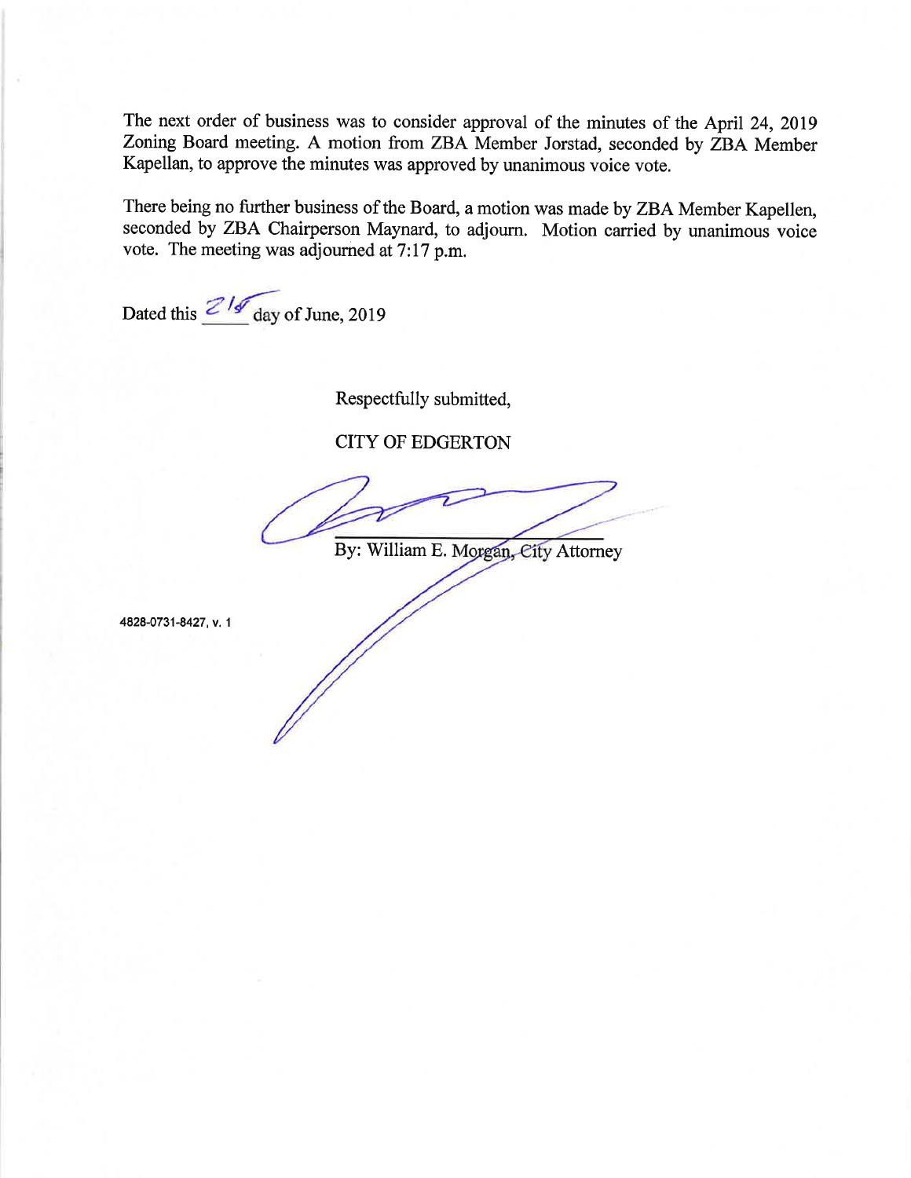The next order of business was to consider approval of the minutes of the April 24, 2019 Zoning Board meeting. A motion from ZBA Member Jorstad, seconded by ZBA Member Kapellan, to approve the minutes was approved by unanimous voice vote.

There being no further business of the Board, a motion was made by ZBA Member Kapellen, seconded by ZBA Chairperson Maynard, to adjourn. Motion carried by unanimous voice vote. The meeting was adjourned at 7:17 p.m.

Dated this 21st day of June, 2019

Respectfully submitted,

CITY OF EDGERTON

By: William E. Morgan, City Attorney

4828-0731-8427, v. 1